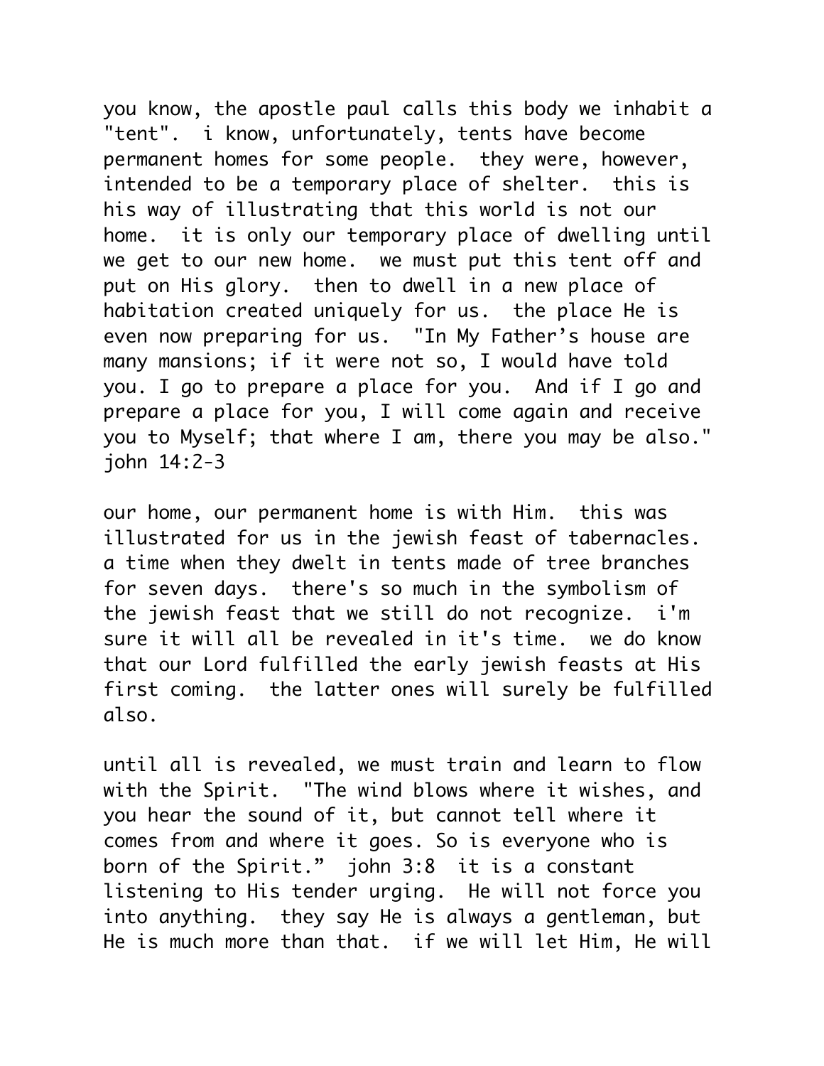you know, the apostle paul calls this body we inhabit a "tent". i know, unfortunately, tents have become permanent homes for some people. they were, however, intended to be a temporary place of shelter. this is his way of illustrating that this world is not our home. it is only our temporary place of dwelling until we get to our new home. we must put this tent off and put on His glory. then to dwell in a new place of habitation created uniquely for us. the place He is even now preparing for us. "In My Father's house are many mansions; if it were not so, I would have told you. I go to prepare a place for you. And if I go and prepare a place for you, I will come again and receive you to Myself; that where I am, there you may be also." john 14:2-3

our home, our permanent home is with Him. this was illustrated for us in the jewish feast of tabernacles. a time when they dwelt in tents made of tree branches for seven days. there's so much in the symbolism of the jewish feast that we still do not recognize. i'm sure it will all be revealed in it's time. we do know that our Lord fulfilled the early jewish feasts at His first coming. the latter ones will surely be fulfilled also.

until all is revealed, we must train and learn to flow with the Spirit. "The wind blows where it wishes, and you hear the sound of it, but cannot tell where it comes from and where it goes. So is everyone who is born of the Spirit." john 3:8 it is a constant listening to His tender urging. He will not force you into anything. they say He is always a gentleman, but He is much more than that. if we will let Him, He will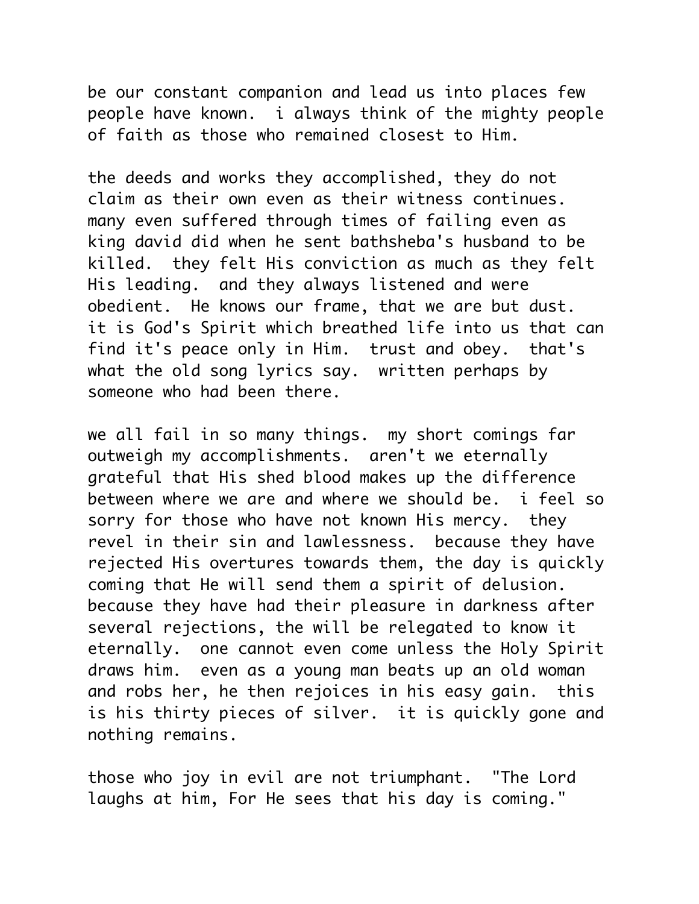be our constant companion and lead us into places few people have known. i always think of the mighty people of faith as those who remained closest to Him.

the deeds and works they accomplished, they do not claim as their own even as their witness continues. many even suffered through times of failing even as king david did when he sent bathsheba's husband to be killed. they felt His conviction as much as they felt His leading. and they always listened and were obedient. He knows our frame, that we are but dust. it is God's Spirit which breathed life into us that can find it's peace only in Him. trust and obey. that's what the old song lyrics say. written perhaps by someone who had been there.

we all fail in so many things. my short comings far outweigh my accomplishments. aren't we eternally grateful that His shed blood makes up the difference between where we are and where we should be. i feel so sorry for those who have not known His mercy. they revel in their sin and lawlessness. because they have rejected His overtures towards them, the day is quickly coming that He will send them a spirit of delusion. because they have had their pleasure in darkness after several rejections, the will be relegated to know it eternally. one cannot even come unless the Holy Spirit draws him. even as a young man beats up an old woman and robs her, he then rejoices in his easy gain. this is his thirty pieces of silver. it is quickly gone and nothing remains.

those who joy in evil are not triumphant. "The Lord laughs at him, For He sees that his day is coming."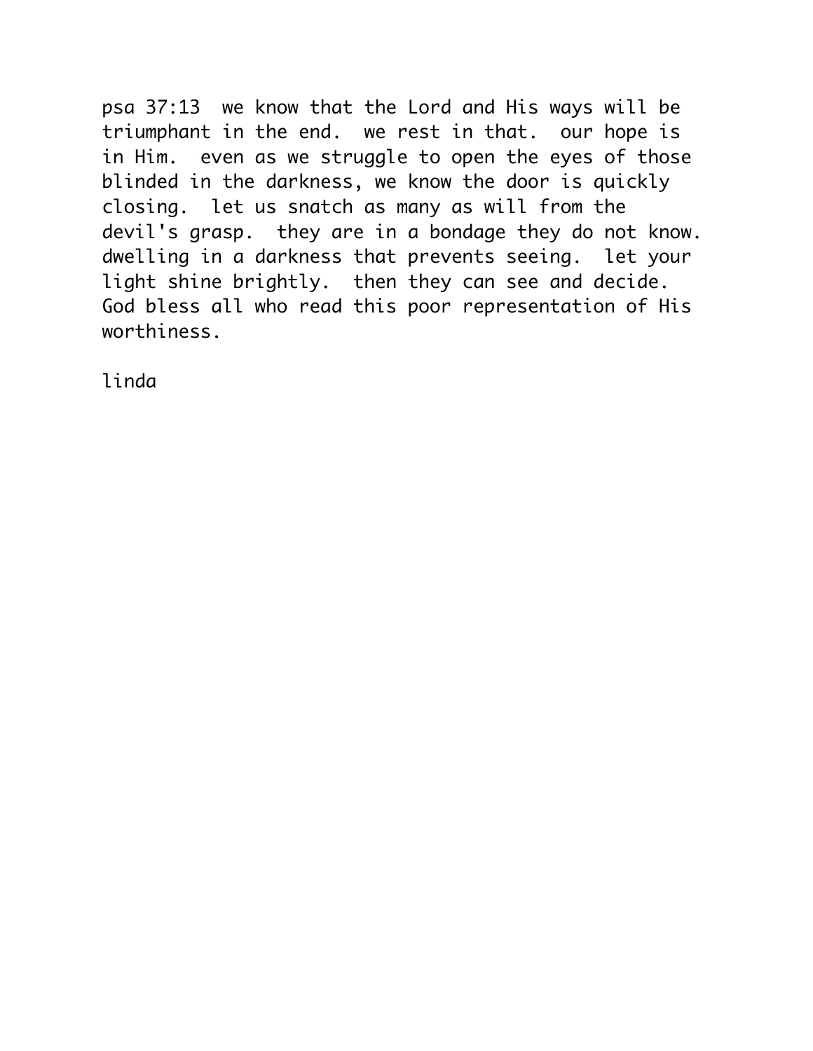psa 37:13  we know that the Lord and His ways will be triumphant in the end.  we rest in that.  our hope is in Him.  even as we struggle to open the eyes of those blinded in the darkness, we know the door is quickly closing.  let us snatch as many as will from the devil's grasp.  they are in a bondage they do not know. dwelling in a darkness that prevents seeing.  let your light shine brightly.  then they can see and decide. God bless all who read this poor representation of His worthiness.

linda